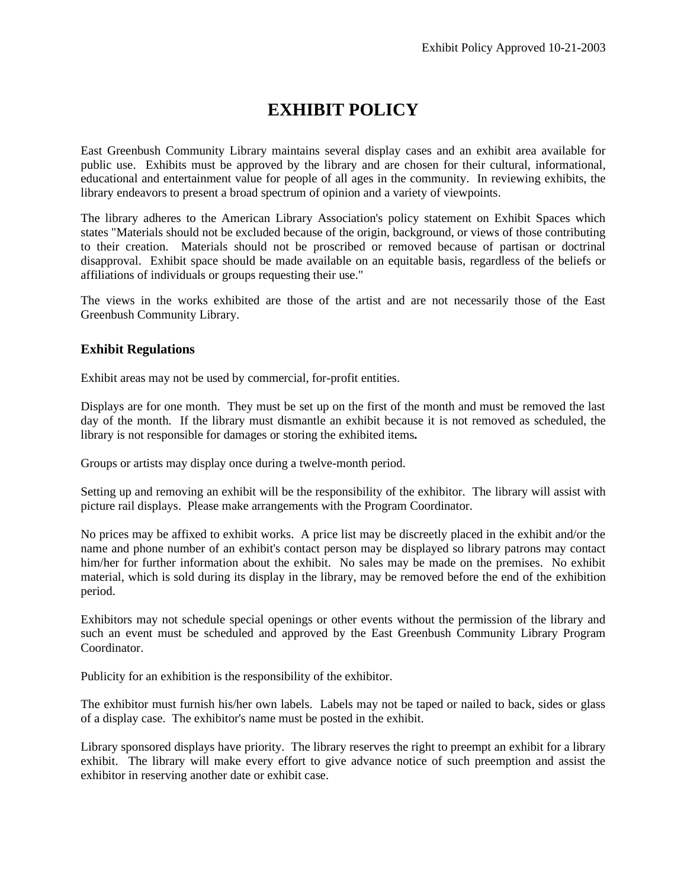Exhibit Policy Approved 10-21-2003

# EXHIBIT POLICY

East Greenbush Community Library maintains several display cases and an exhibit area available for public use. Exhibits must be approved by the library and are chosen for their cultural, informational, educational and entertainment value for people of all ages in the community. In reviewing exhibits, the library endeavors to present a broad spectrum of opinion and a variety of viewpoints.

The library adheres to the American Library Association's policy statement on Exhibit Spaces which states "Materials should not be excluded because of the origin, background, or views of those contributing to their creation. Materials should not be proscribed or removed because of partisan or doctrinal disapproval. Exhibit space should be made available on an equitable basis, regardless of the beliefs or affiliations of individuals or groups requesting their use."

The views in the works exhibited are those of the artist and are not necessarily those of the East Greenbush Community Library.

## Exhibit Regulations

Exhibit areas may not be used by commercial, for-profit entities.

Displays are for one month. They must be set up on the first of the month and must be removed the last day of the month. If the library must dismantle an exhibit because it is not removed as scheduled, the library is not responsible for damages or storing the exhibited items**.**

Groups or artists may display once during a twelve-month period.

Setting up and removing an exhibit will be the responsibility of the exhibitor. The library will assist with picture rail displays. Please make arrangements with the Program Coordinator.

No prices may be affixed to exhibit works. A price list may be discreetly placed in the exhibit and/or the name and phone number of an exhibit's contact person may be displayed so library patrons may contact him/her for further information about the exhibit. No sales may be made on the premises. No exhibit material, which is sold during its display in the library, may be removed before the end of the exhibition period.

Exhibitors may not schedule special openings or other events without the permission of the library and such an event must be scheduled and approved by the East Greenbush Community Library Program Coordinator.

Publicity for an exhibition is the responsibility of the exhibitor.

The exhibitor must furnish his/her own labels. Labels may not be taped or nailed to back, sides or glass of a display case. The exhibitor's name must be posted in the exhibit.

Library sponsored displays have priority. The library reserves the right to preempt an exhibit for a library exhibit. The library will make every effort to give advance notice of such preemption and assist the exhibitor in reserving another date or exhibit case.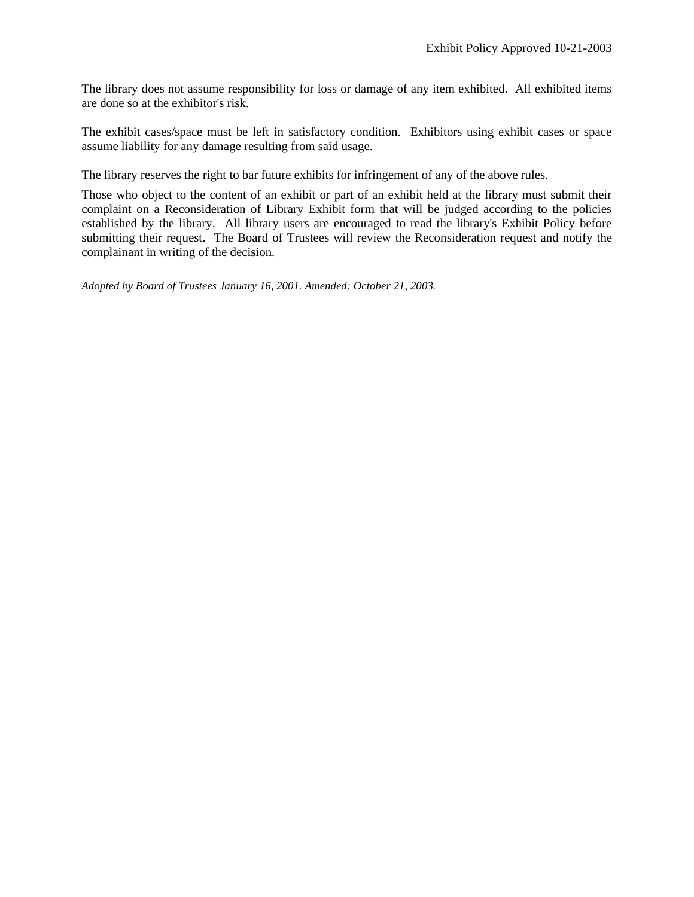The library does not assume responsibility for loss or damage of any item exhibited. All exhibited items are done so at the exhibitor's risk.

The exhibit cases/space must be left in satisfactory condition. Exhibitors using exhibit cases or space assume liability for any damage resulting from said usage.

The library reserves the right to bar future exhibits for infringement of any of the above rules.

Those who object to the content of an exhibit or part of an exhibit held at the library must submit their complaint on a Reconsideration of Library Exhibit form that will be judged according to the policies established by the library. All library users are encouraged to read the library's Exhibit Policy before submitting their request. The Board of Trustees will review the Reconsideration request and notify the complainant in writing of the decision.

*Adopted by Board of Trustees January 16, 2001. Amended: October 21, 2003.*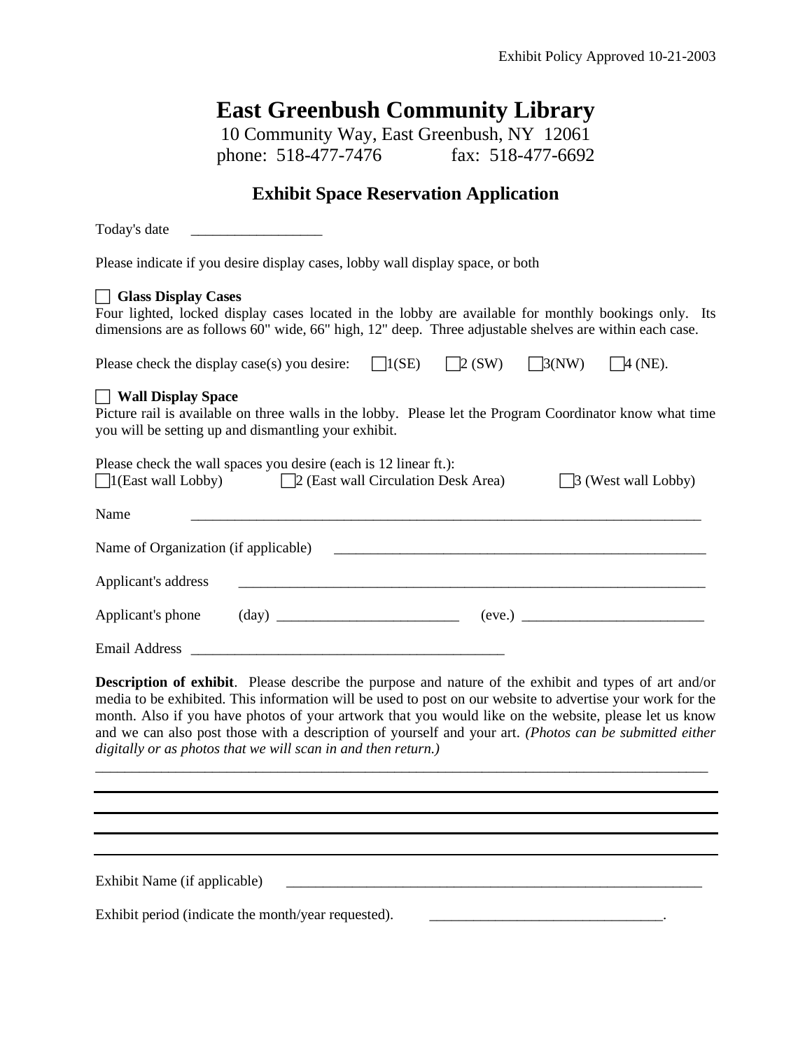Exhibit Policy Approved 10-21-2003

# East Greenbush Community Library

10 Community Way, East Greenbush, NY 12061
phone: 518-477-7476 fax: 518-477-6692

## Exhibit Space Reservation Application

Today's date __________________

Please indicate if you desire display cases, lobby wall display space, or both

☐ **Glass Display Cases**
Four lighted, locked display cases located in the lobby are available for monthly bookings only. Its dimensions are as follows 60" wide, 66" high, 12" deep. Three adjustable shelves are within each case.

Please check the display case(s) you desire: ☐1(SE) ☐2 (SW) ☐3(NW) ☐4 (NE).

☐ **Wall Display Space**
Picture rail is available on three walls in the lobby. Please let the Program Coordinator know what time you will be setting up and dismantling your exhibit.

Please check the wall spaces you desire (each is 12 linear ft.):
☐1(East wall Lobby) ☐2 (East wall Circulation Desk Area) ☐3 (West wall Lobby)

Name ______________________________________________________________________

Name of Organization (if applicable) ___________________________________________________

Applicant's address ____________________________________________________________

Applicant's phone (day) _________________________ (eve.) _________________________

Email Address ___________________________________________

**Description of exhibit**. Please describe the purpose and nature of the exhibit and types of art and/or media to be exhibited. This information will be used to post on our website to advertise your work for the month. Also if you have photos of your artwork that you would like on the website, please let us know and we can also post those with a description of yourself and your art. *(Photos can be submitted either digitally or as photos that we will scan in and then return.)*

______________________________________________________________________________________

______________________________________________________________________________________

______________________________________________________________________________________

______________________________________________________________________________________

______________________________________________________________________________________

Exhibit Name (if applicable) ___________________________________________________________

Exhibit period (indicate the month/year requested). ________________________________.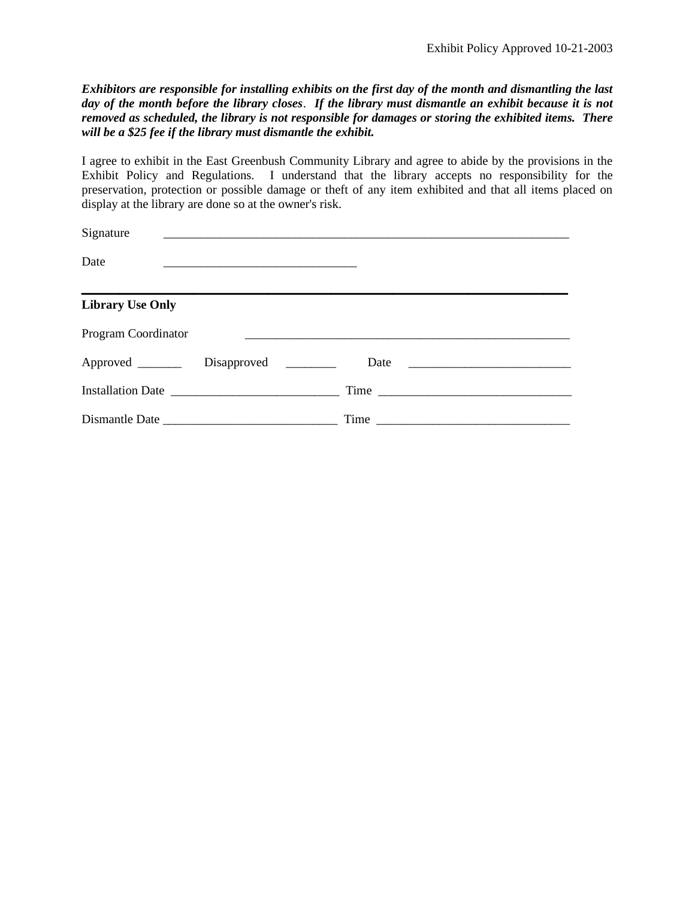Exhibit Policy Approved 10-21-2003

***Exhibitors are responsible for installing exhibits on the first day of the month and dismantling the last day of the month before the library closes. If the library must dismantle an exhibit because it is not removed as scheduled, the library is not responsible for damages or storing the exhibited items. There will be a $25 fee if the library must dismantle the exhibit.***

I agree to exhibit in the East Greenbush Community Library and agree to abide by the provisions in the Exhibit Policy and Regulations. I understand that the library accepts no responsibility for the preservation, protection or possible damage or theft of any item exhibited and that all items placed on display at the library are done so at the owner's risk.

Signature ____________________________________________________________________

Date ________________________________

---

**Library Use Only**

Program Coordinator ______________________________________________________

Approved _______ Disapproved ________ Date __________________________

Installation Date ___________________________ Time ______________________________

Dismantle Date ____________________________ Time ______________________________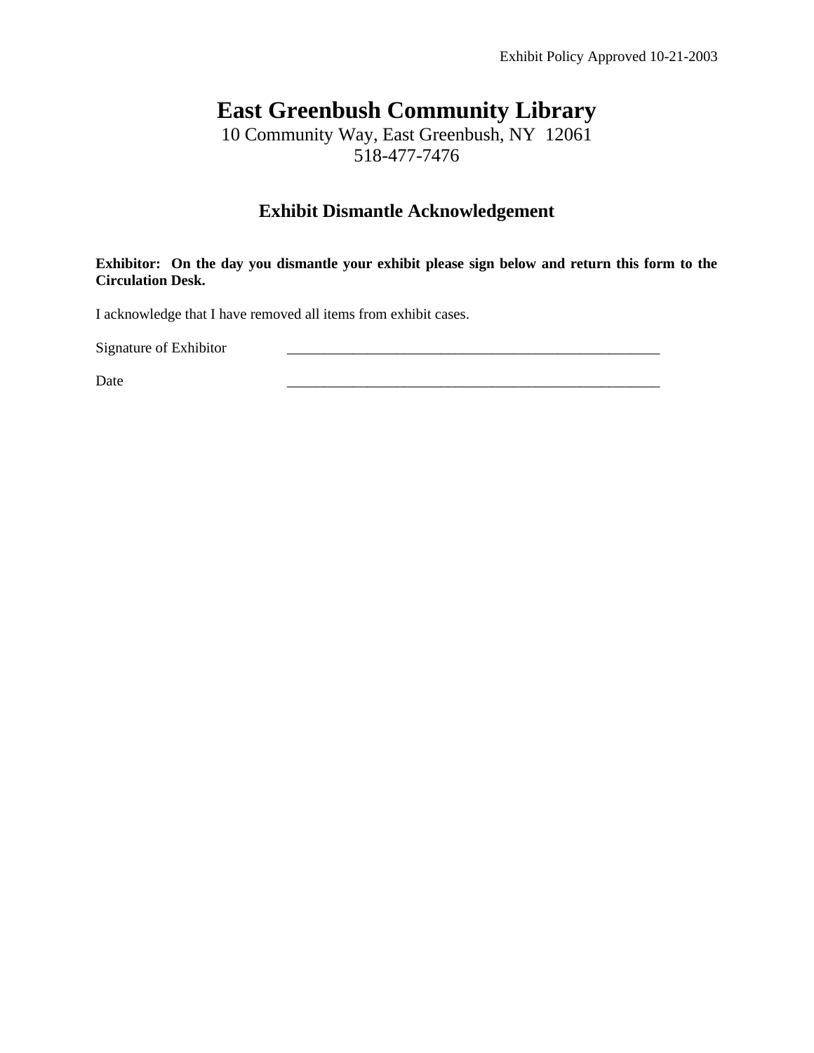Exhibit Policy Approved 10-21-2003

# East Greenbush Community Library

10 Community Way, East Greenbush, NY 12061
518-477-7476

## Exhibit Dismantle Acknowledgement

**Exhibitor: On the day you dismantle your exhibit please sign below and return this form to the Circulation Desk.**

I acknowledge that I have removed all items from exhibit cases.

Signature of Exhibitor _______________________________________________

Date _______________________________________________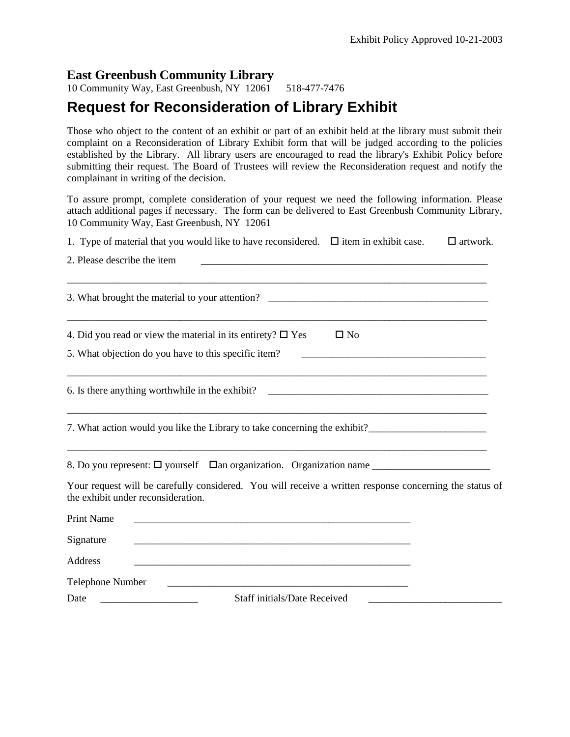Exhibit Policy Approved 10-21-2003

**East Greenbush Community Library**
10 Community Way, East Greenbush, NY 12061 518-477-7476

# Request for Reconsideration of Library Exhibit

Those who object to the content of an exhibit or part of an exhibit held at the library must submit their complaint on a Reconsideration of Library Exhibit form that will be judged according to the policies established by the Library. All library users are encouraged to read the library's Exhibit Policy before submitting their request. The Board of Trustees will review the Reconsideration request and notify the complainant in writing of the decision.

To assure prompt, complete consideration of your request we need the following information. Please attach additional pages if necessary. The form can be delivered to East Greenbush Community Library, 10 Community Way, East Greenbush, NY 12061

1. Type of material that you would like to have reconsidered. ☐ item in exhibit case. ☐ artwork.

2. Please describe the item ____________________________________________________________

_____________________________________________________________________________________

3. What brought the material to your attention? ______________________________________________

_____________________________________________________________________________________

4. Did you read or view the material in its entirety? ☐ Yes ☐ No

5. What objection do you have to this specific item? ____________________________________

_____________________________________________________________________________________

6. Is there anything worthwhile in the exhibit? ______________________________________________

_____________________________________________________________________________________

7. What action would you like the Library to take concerning the exhibit?_______________________

_____________________________________________________________________________________

8. Do you represent: ☐ yourself ☐an organization. Organization name _______________________

Your request will be carefully considered. You will receive a written response concerning the status of the exhibit under reconsideration.

Print Name ________________________________________________________

Signature ________________________________________________________

Address ________________________________________________________

Telephone Number _________________________________________________

Date ___________________ Staff initials/Date Received __________________________